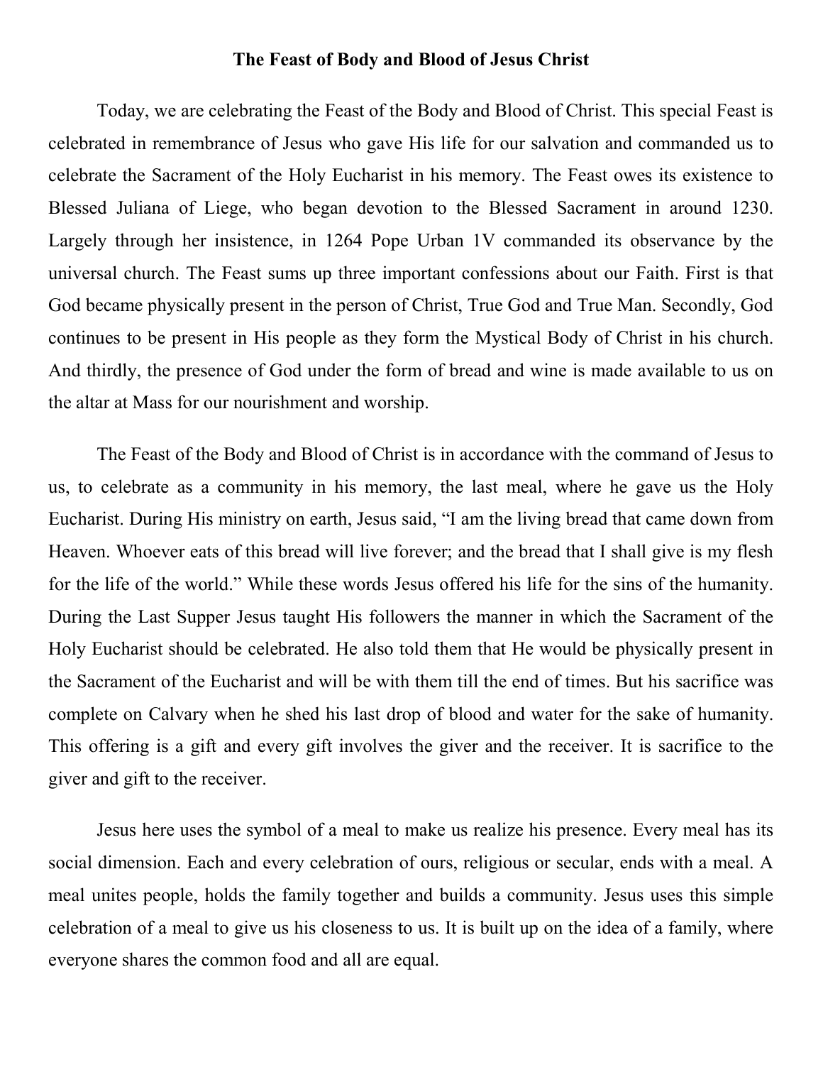# The Feast of Body and Blood of Jesus Christ

Today, we are celebrating the Feast of the Body and Blood of Christ. This special Feast is celebrated in remembrance of Jesus who gave His life for our salvation and commanded us to celebrate the Sacrament of the Holy Eucharist in his memory. The Feast owes its existence to Blessed Juliana of Liege, who began devotion to the Blessed Sacrament in around 1230. Largely through her insistence, in 1264 Pope Urban 1V commanded its observance by the universal church. The Feast sums up three important confessions about our Faith. First is that God became physically present in the person of Christ, True God and True Man. Secondly, God continues to be present in His people as they form the Mystical Body of Christ in his church. And thirdly, the presence of God under the form of bread and wine is made available to us on the altar at Mass for our nourishment and worship.

The Feast of the Body and Blood of Christ is in accordance with the command of Jesus to us, to celebrate as a community in his memory, the last meal, where he gave us the Holy Eucharist. During His ministry on earth, Jesus said, "I am the living bread that came down from Heaven. Whoever eats of this bread will live forever; and the bread that I shall give is my flesh for the life of the world." While these words Jesus offered his life for the sins of the humanity. During the Last Supper Jesus taught His followers the manner in which the Sacrament of the Holy Eucharist should be celebrated. He also told them that He would be physically present in the Sacrament of the Eucharist and will be with them till the end of times. But his sacrifice was complete on Calvary when he shed his last drop of blood and water for the sake of humanity. This offering is a gift and every gift involves the giver and the receiver. It is sacrifice to the giver and gift to the receiver.

Jesus here uses the symbol of a meal to make us realize his presence. Every meal has its social dimension. Each and every celebration of ours, religious or secular, ends with a meal. A meal unites people, holds the family together and builds a community. Jesus uses this simple celebration of a meal to give us his closeness to us. It is built up on the idea of a family, where everyone shares the common food and all are equal.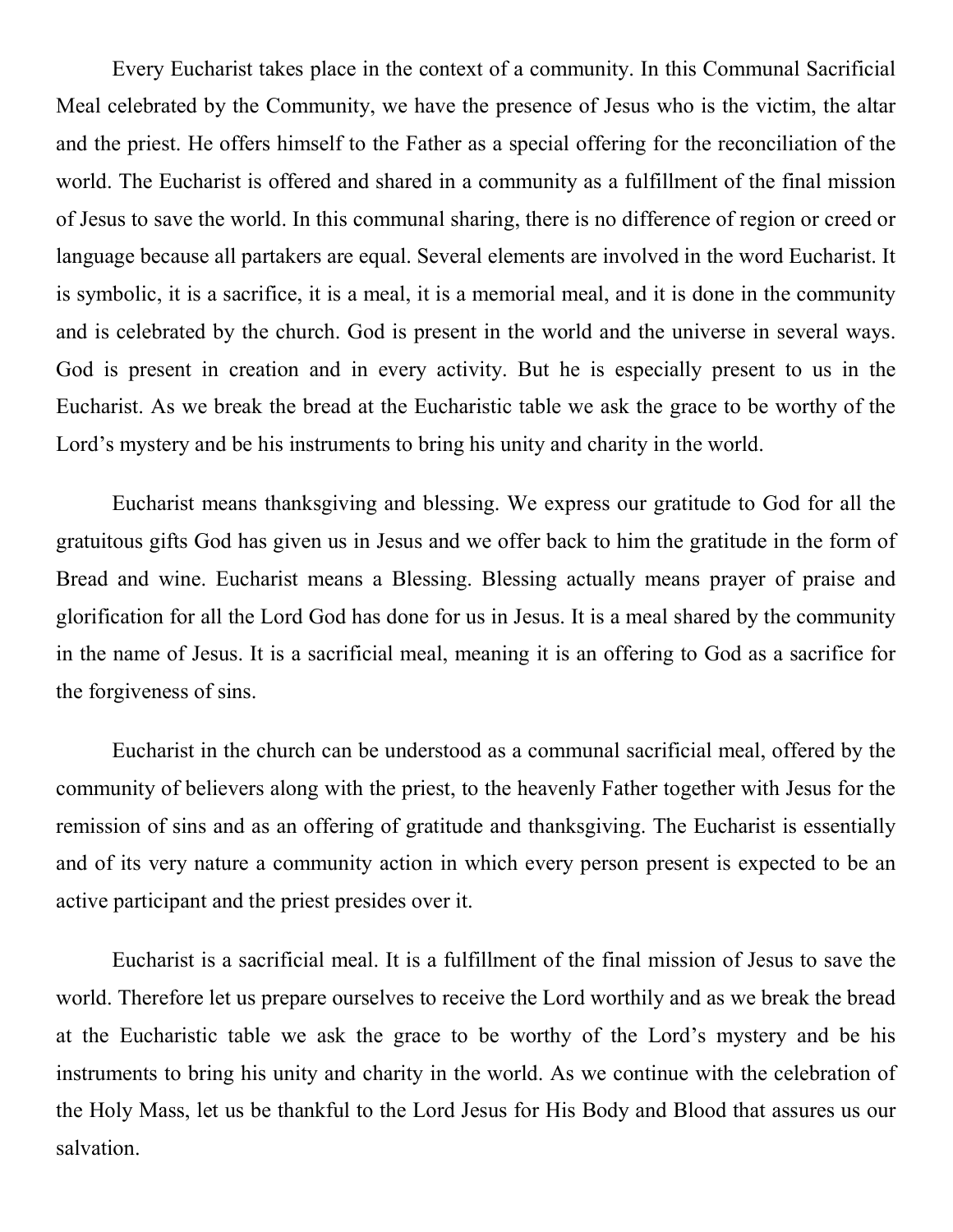Every Eucharist takes place in the context of a community. In this Communal Sacrificial Meal celebrated by the Community, we have the presence of Jesus who is the victim, the altar and the priest. He offers himself to the Father as a special offering for the reconciliation of the world. The Eucharist is offered and shared in a community as a fulfillment of the final mission of Jesus to save the world. In this communal sharing, there is no difference of region or creed or language because all partakers are equal. Several elements are involved in the word Eucharist. It is symbolic, it is a sacrifice, it is a meal, it is a memorial meal, and it is done in the community and is celebrated by the church. God is present in the world and the universe in several ways. God is present in creation and in every activity. But he is especially present to us in the Eucharist. As we break the bread at the Eucharistic table we ask the grace to be worthy of the Lord's mystery and be his instruments to bring his unity and charity in the world.

Eucharist means thanksgiving and blessing. We express our gratitude to God for all the gratuitous gifts God has given us in Jesus and we offer back to him the gratitude in the form of Bread and wine. Eucharist means a Blessing. Blessing actually means prayer of praise and glorification for all the Lord God has done for us in Jesus. It is a meal shared by the community in the name of Jesus. It is a sacrificial meal, meaning it is an offering to God as a sacrifice for the forgiveness of sins.

Eucharist in the church can be understood as a communal sacrificial meal, offered by the community of believers along with the priest, to the heavenly Father together with Jesus for the remission of sins and as an offering of gratitude and thanksgiving. The Eucharist is essentially and of its very nature a community action in which every person present is expected to be an active participant and the priest presides over it.

Eucharist is a sacrificial meal. It is a fulfillment of the final mission of Jesus to save the world. Therefore let us prepare ourselves to receive the Lord worthily and as we break the bread at the Eucharistic table we ask the grace to be worthy of the Lord's mystery and be his instruments to bring his unity and charity in the world. As we continue with the celebration of the Holy Mass, let us be thankful to the Lord Jesus for His Body and Blood that assures us our salvation.